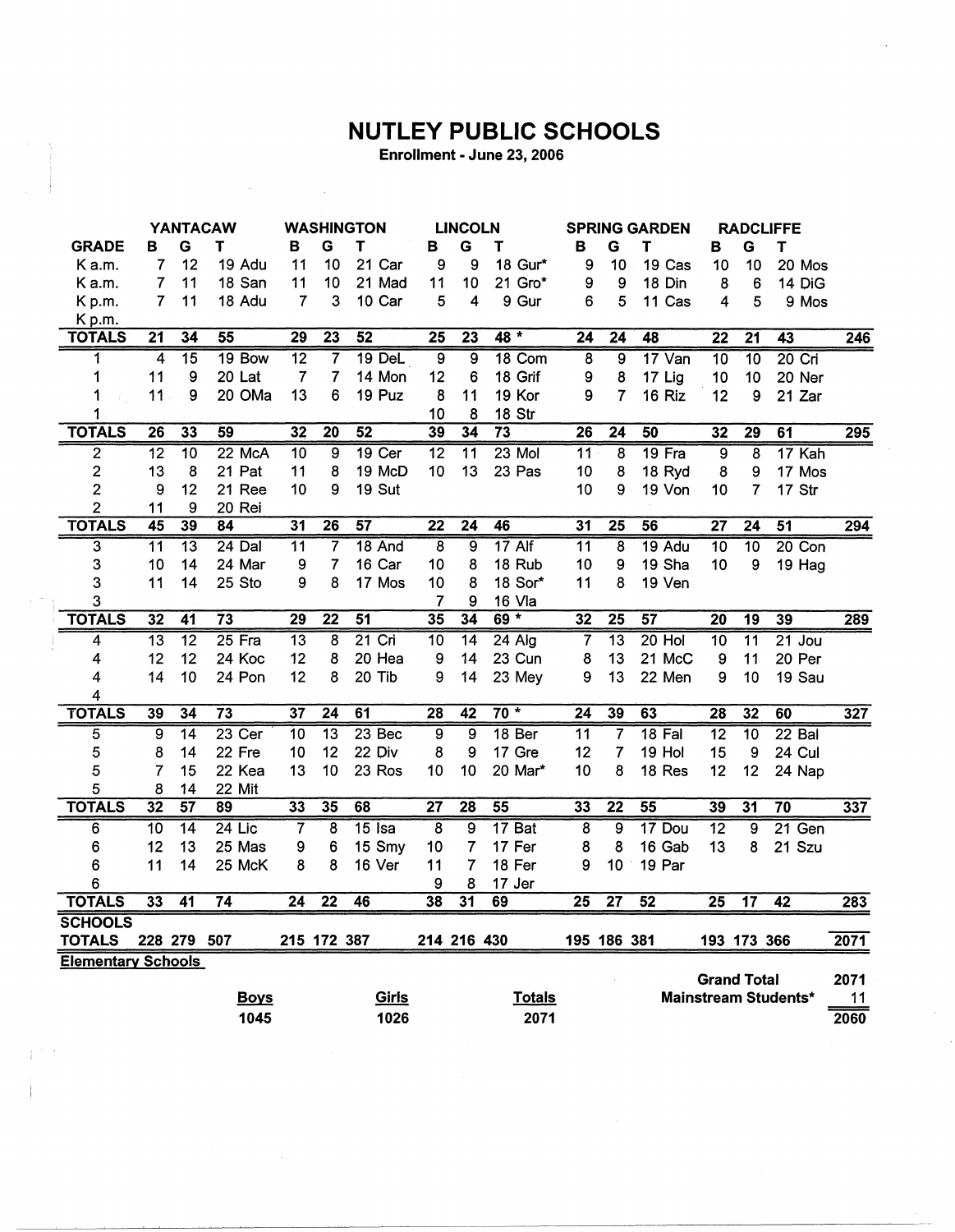# NUTLEY PUBLIC SCHOOLS

**Enrollment - June 23, 2006**

| | YANTACAW | | | WASHINGTON | | | LINCOLN | | | SPRING GARDEN | | | RADCLIFFE | | | |
|---|---|---|---|---|---|---|---|---|---|---|---|---|---|---|---|---|
| **GRADE** | **B** | **G** | **T** | **B** | **G** | **T** | **B** | **G** | **T** | **B** | **G** | **T** | **B** | **G** | **T** | |
| K a.m. | 7 | 12 | 19 Adu | 11 | 10 | 21 Car | 9 | 9 | 18 Gur* | 9 | 10 | 19 Cas | 10 | 10 | 20 Mos | |
| K a.m. | 7 | 11 | 18 San | 11 | 10 | 21 Mad | 11 | 10 | 21 Gro* | 9 | 9 | 18 Din | 8 | 6 | 14 DiG | |
| K p.m. | 7 | 11 | 18 Adu | 7 | 3 | 10 Car | 5 | 4 | 9 Gur | 6 | 5 | 11 Cas | 4 | 5 | 9 Mos | |
| K p.m. | | | | | | | | | | | | | | | | |
| **TOTALS** | **21** | **34** | **55** | **29** | **23** | **52** | **25** | **23** | **48 *** | **24** | **24** | **48** | **22** | **21** | **43** | **246** |
| 1 | 4 | 15 | 19 Bow | 12 | 7 | 19 DeL | 9 | 9 | 18 Com | 8 | 9 | 17 Van | 10 | 10 | 20 Cri | |
| 1 | 11 | 9 | 20 Lat | 7 | 7 | 14 Mon | 12 | 6 | 18 Grif | 9 | 8 | 17 Lig | 10 | 10 | 20 Ner | |
| 1 | 11 | 9 | 20 OMa | 13 | 6 | 19 Puz | 8 | 11 | 19 Kor | 9 | 7 | 16 Riz | 12 | 9 | 21 Zar | |
| 1 | | | | | | | 10 | 8 | 18 Str | | | | | | | |
| **TOTALS** | **26** | **33** | **59** | **32** | **20** | **52** | **39** | **34** | **73** | **26** | **24** | **50** | **32** | **29** | **61** | **295** |
| 2 | 12 | 10 | 22 McA | 10 | 9 | 19 Cer | 12 | 11 | 23 Mol | 11 | 8 | 19 Fra | 9 | 8 | 17 Kah | |
| 2 | 13 | 8 | 21 Pat | 11 | 8 | 19 McD | 10 | 13 | 23 Pas | 10 | 8 | 18 Ryd | 8 | 9 | 17 Mos | |
| 2 | 9 | 12 | 21 Ree | 10 | 9 | 19 Sut | | | | 10 | 9 | 19 Von | 10 | 7 | 17 Str | |
| 2 | 11 | 9 | 20 Rei | | | | | | | | | | | | | |
| **TOTALS** | **45** | **39** | **84** | **31** | **26** | **57** | **22** | **24** | **46** | **31** | **25** | **56** | **27** | **24** | **51** | **294** |
| 3 | 11 | 13 | 24 Dal | 11 | 7 | 18 And | 8 | 9 | 17 Alf | 11 | 8 | 19 Adu | 10 | 10 | 20 Con | |
| 3 | 10 | 14 | 24 Mar | 9 | 7 | 16 Car | 10 | 8 | 18 Rub | 10 | 9 | 19 Sha | 10 | 9 | 19 Hag | |
| 3 | 11 | 14 | 25 Sto | 9 | 8 | 17 Mos | 10 | 8 | 18 Sor* | 11 | 8 | 19 Ven | | | | |
| 3 | | | | | | | 7 | 9 | 16 Vla | | | | | | | |
| **TOTALS** | **32** | **41** | **73** | **29** | **22** | **51** | **35** | **34** | **69 *** | **32** | **25** | **57** | **20** | **19** | **39** | **289** |
| 4 | 13 | 12 | 25 Fra | 13 | 8 | 21 Cri | 10 | 14 | 24 Alg | 7 | 13 | 20 Hol | 10 | 11 | 21 Jou | |
| 4 | 12 | 12 | 24 Koc | 12 | 8 | 20 Hea | 9 | 14 | 23 Cun | 8 | 13 | 21 McC | 9 | 11 | 20 Per | |
| 4 | 14 | 10 | 24 Pon | 12 | 8 | 20 Tib | 9 | 14 | 23 Mey | 9 | 13 | 22 Men | 9 | 10 | 19 Sau | |
| 4 | | | | | | | | | | | | | | | | |
| **TOTALS** | **39** | **34** | **73** | **37** | **24** | **61** | **28** | **42** | **70 *** | **24** | **39** | **63** | **28** | **32** | **60** | **327** |
| 5 | 9 | 14 | 23 Cer | 10 | 13 | 23 Bec | 9 | 9 | 18 Ber | 11 | 7 | 18 Fal | 12 | 10 | 22 Bal | |
| 5 | 8 | 14 | 22 Fre | 10 | 12 | 22 Div | 8 | 9 | 17 Gre | 12 | 7 | 19 Hol | 15 | 9 | 24 Cul | |
| 5 | 7 | 15 | 22 Kea | 13 | 10 | 23 Ros | 10 | 10 | 20 Mar* | 10 | 8 | 18 Res | 12 | 12 | 24 Nap | |
| 5 | 8 | 14 | 22 Mit | | | | | | | | | | | | | |
| **TOTALS** | **32** | **57** | **89** | **33** | **35** | **68** | **27** | **28** | **55** | **33** | **22** | **55** | **39** | **31** | **70** | **337** |
| 6 | 10 | 14 | 24 Lic | 7 | 8 | 15 Isa | 8 | 9 | 17 Bat | 8 | 9 | 17 Dou | 12 | 9 | 21 Gen | |
| 6 | 12 | 13 | 25 Mas | 9 | 6 | 15 Smy | 10 | 7 | 17 Fer | 8 | 8 | 16 Gab | 13 | 8 | 21 Szu | |
| 6 | 11 | 14 | 25 McK | 8 | 8 | 16 Ver | 11 | 7 | 18 Fer | 9 | 10 | 19 Par | | | | |
| 6 | | | | | | | 9 | 8 | 17 Jer | | | | | | | |
| **TOTALS** | **33** | **41** | **74** | **24** | **22** | **46** | **38** | **31** | **69** | **25** | **27** | **52** | **25** | **17** | **42** | **283** |
| **SCHOOLS TOTALS** | **228** | **279** | **507** | **215** | **172** | **387** | **214** | **216** | **430** | **195** | **186** | **381** | **193** | **173** | **366** | **2071** |

**Elementary Schools**

| **Boys** | **Girls** | **Totals** |
|---|---|---|
| **1045** | **1026** | **2071** |

| | |
|---|---|
| **Grand Total** | **2071** |
| **Mainstream Students*** | **11** |
| | **2060** |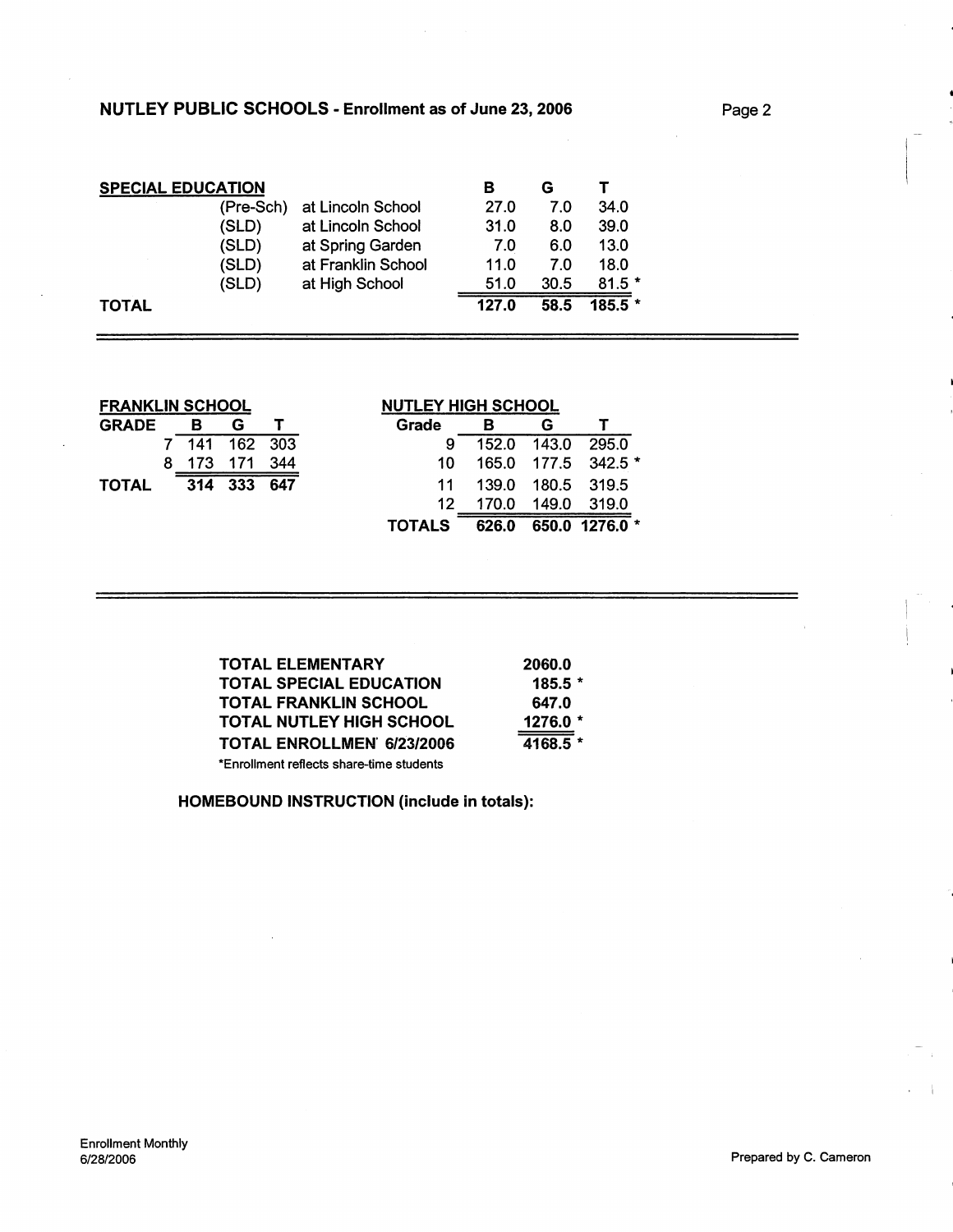## NUTLEY PUBLIC SCHOOLS - Enrollment as of June 23, 2006

| SPECIAL EDUCATION | | | B | G | T |
|---|---|---|---|---|---|
| | (Pre-Sch) | at Lincoln School | 27.0 | 7.0 | 34.0 |
| | (SLD) | at Lincoln School | 31.0 | 8.0 | 39.0 |
| | (SLD) | at Spring Garden | 7.0 | 6.0 | 13.0 |
| | (SLD) | at Franklin School | 11.0 | 7.0 | 18.0 |
| | (SLD) | at High School | 51.0 | 30.5 | 81.5 * |
| TOTAL | | | 127.0 | 58.5 | 185.5 * |

**FRANKLIN SCHOOL**

| GRADE | B | G | T |
|---|---|---|---|
| 7 | 141 | 162 | 303 |
| 8 | 173 | 171 | 344 |
| TOTAL | 314 | 333 | 647 |

**NUTLEY HIGH SCHOOL**

| Grade | B | G | T |
|---|---|---|---|
| 9 | 152.0 | 143.0 | 295.0 |
| 10 | 165.0 | 177.5 | 342.5 * |
| 11 | 139.0 | 180.5 | 319.5 |
| 12 | 170.0 | 149.0 | 319.0 |
| TOTALS | 626.0 | 650.0 | 1276.0 * |

| | |
|---|---|
| TOTAL ELEMENTARY | 2060.0 |
| TOTAL SPECIAL EDUCATION | 185.5 * |
| TOTAL FRANKLIN SCHOOL | 647.0 |
| TOTAL NUTLEY HIGH SCHOOL | 1276.0 * |
| TOTAL ENROLLMEN' 6/23/2006 | 4168.5 * |

*Enrollment reflects share-time students

**HOMEBOUND INSTRUCTION (include in totals):**

Enrollment Monthly
6/28/2006

Prepared by C. Cameron